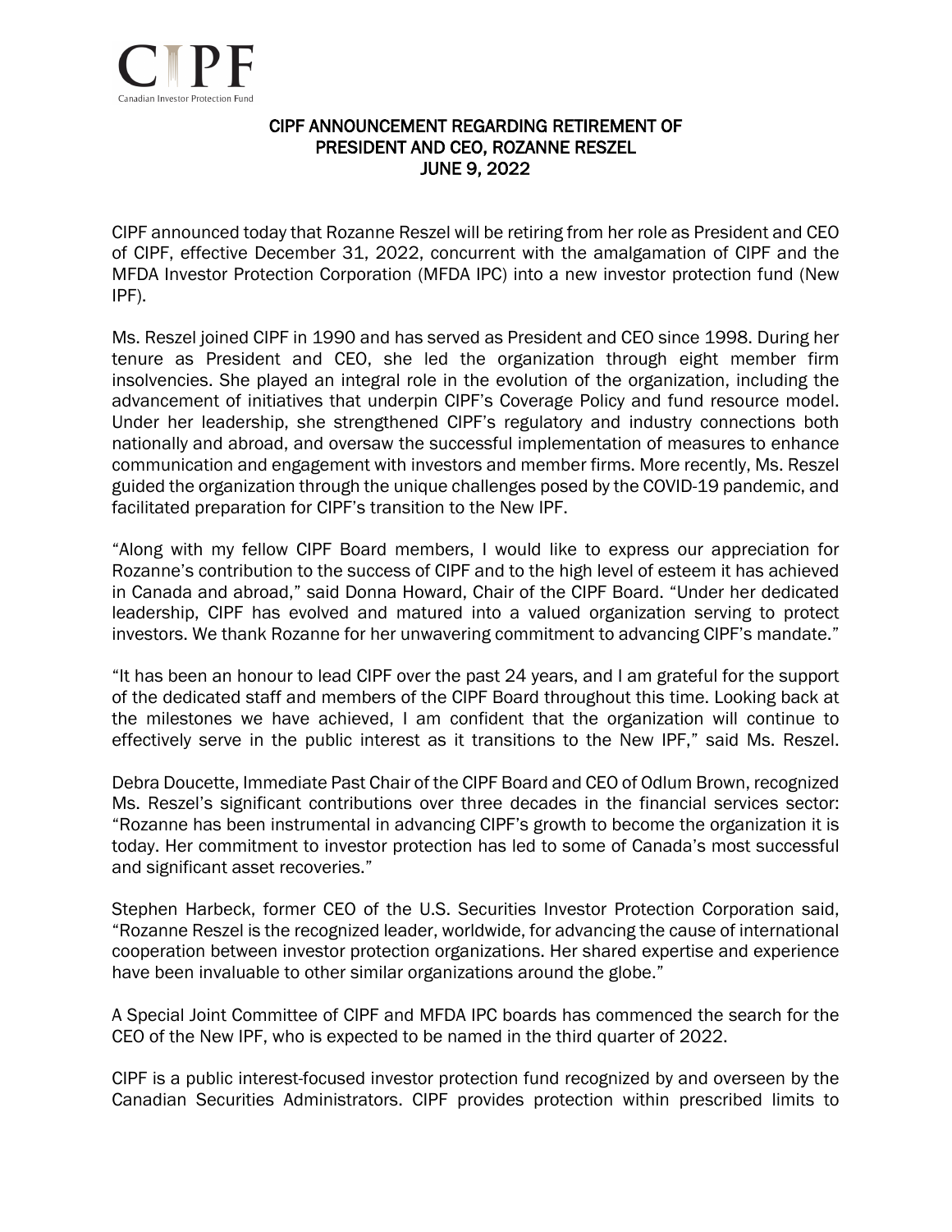CIPF

Canadian Investor Protection Fund

# CIPF ANNOUNCEMENT REGARDING RETIREMENT OF PRESIDENT AND CEO, ROZANNE RESZEL
## JUNE 9, 2022

CIPF announced today that Rozanne Reszel will be retiring from her role as President and CEO of CIPF, effective December 31, 2022, concurrent with the amalgamation of CIPF and the MFDA Investor Protection Corporation (MFDA IPC) into a new investor protection fund (New IPF).

Ms. Reszel joined CIPF in 1990 and has served as President and CEO since 1998. During her tenure as President and CEO, she led the organization through eight member firm insolvencies. She played an integral role in the evolution of the organization, including the advancement of initiatives that underpin CIPF's Coverage Policy and fund resource model. Under her leadership, she strengthened CIPF's regulatory and industry connections both nationally and abroad, and oversaw the successful implementation of measures to enhance communication and engagement with investors and member firms. More recently, Ms. Reszel guided the organization through the unique challenges posed by the COVID-19 pandemic, and facilitated preparation for CIPF's transition to the New IPF.

"Along with my fellow CIPF Board members, I would like to express our appreciation for Rozanne's contribution to the success of CIPF and to the high level of esteem it has achieved in Canada and abroad," said Donna Howard, Chair of the CIPF Board. "Under her dedicated leadership, CIPF has evolved and matured into a valued organization serving to protect investors. We thank Rozanne for her unwavering commitment to advancing CIPF's mandate."

"It has been an honour to lead CIPF over the past 24 years, and I am grateful for the support of the dedicated staff and members of the CIPF Board throughout this time. Looking back at the milestones we have achieved, I am confident that the organization will continue to effectively serve in the public interest as it transitions to the New IPF," said Ms. Reszel.

Debra Doucette, Immediate Past Chair of the CIPF Board and CEO of Odlum Brown, recognized Ms. Reszel's significant contributions over three decades in the financial services sector: "Rozanne has been instrumental in advancing CIPF's growth to become the organization it is today. Her commitment to investor protection has led to some of Canada's most successful and significant asset recoveries."

Stephen Harbeck, former CEO of the U.S. Securities Investor Protection Corporation said, "Rozanne Reszel is the recognized leader, worldwide, for advancing the cause of international cooperation between investor protection organizations. Her shared expertise and experience have been invaluable to other similar organizations around the globe."

A Special Joint Committee of CIPF and MFDA IPC boards has commenced the search for the CEO of the New IPF, who is expected to be named in the third quarter of 2022.

CIPF is a public interest-focused investor protection fund recognized by and overseen by the Canadian Securities Administrators. CIPF provides protection within prescribed limits to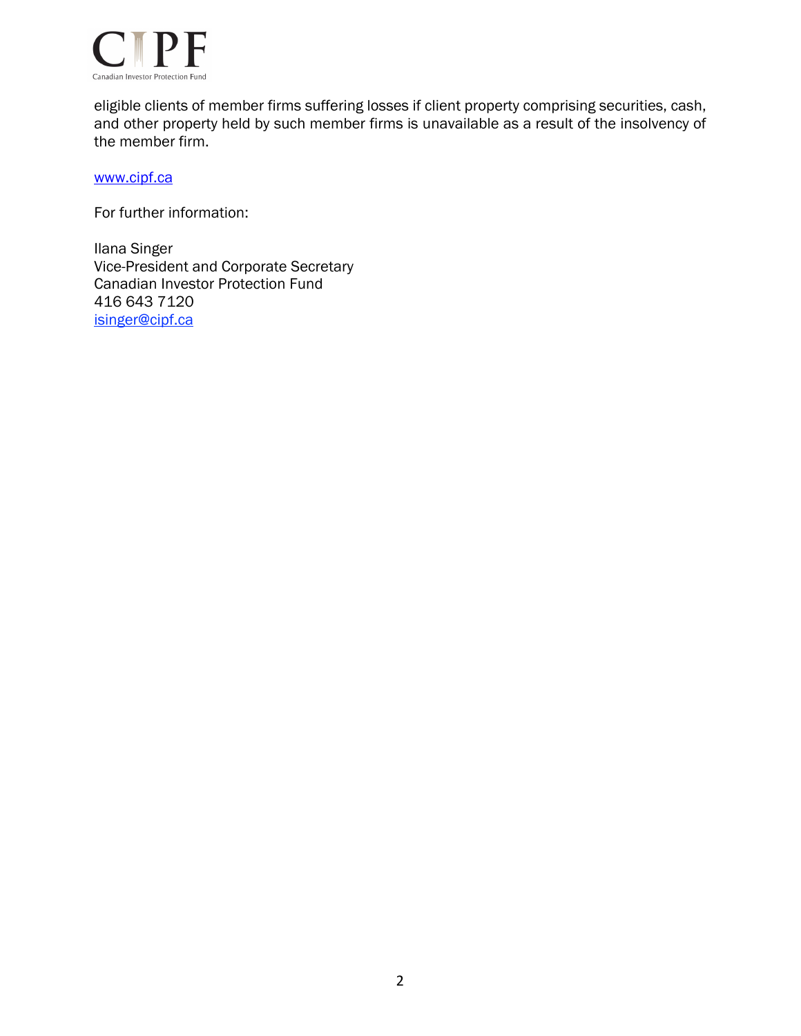eligible clients of member firms suffering losses if client property comprising securities, cash, and other property held by such member firms is unavailable as a result of the insolvency of the member firm.

www.cipf.ca

For further information:

Ilana Singer
Vice-President and Corporate Secretary
Canadian Investor Protection Fund
416 643 7120
isinger@cipf.ca